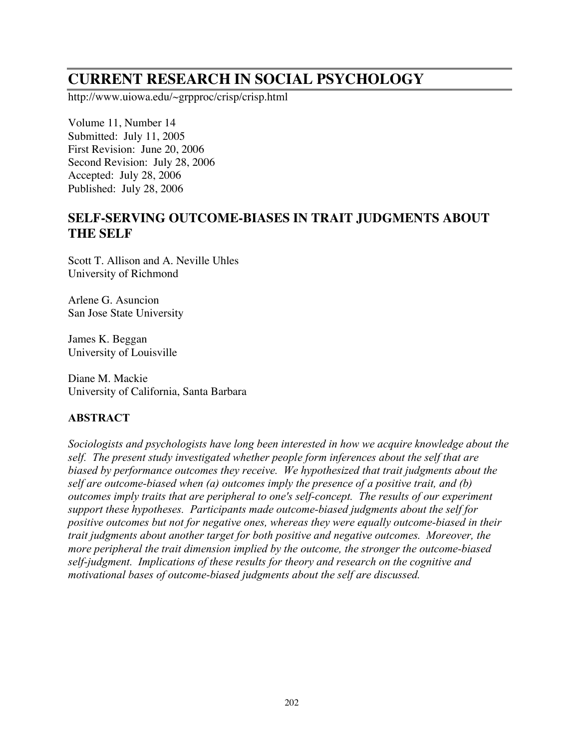# CURRENT RESEARCH IN SOCIAL PSYCHOLOGY

http://www.uiowa.edu/~grpproc/crisp/crisp.html

Volume 11, Number 14
Submitted: July 11, 2005
First Revision: June 20, 2006
Second Revision: July 28, 2006
Accepted: July 28, 2006
Published: July 28, 2006

## SELF-SERVING OUTCOME-BIASES IN TRAIT JUDGMENTS ABOUT THE SELF

Scott T. Allison and A. Neville Uhles
University of Richmond

Arlene G. Asuncion
San Jose State University

James K. Beggan
University of Louisville

Diane M. Mackie
University of California, Santa Barbara

### ABSTRACT

*Sociologists and psychologists have long been interested in how we acquire knowledge about the self. The present study investigated whether people form inferences about the self that are biased by performance outcomes they receive. We hypothesized that trait judgments about the self are outcome-biased when (a) outcomes imply the presence of a positive trait, and (b) outcomes imply traits that are peripheral to one's self-concept. The results of our experiment support these hypotheses. Participants made outcome-biased judgments about the self for positive outcomes but not for negative ones, whereas they were equally outcome-biased in their trait judgments about another target for both positive and negative outcomes. Moreover, the more peripheral the trait dimension implied by the outcome, the stronger the outcome-biased self-judgment. Implications of these results for theory and research on the cognitive and motivational bases of outcome-biased judgments about the self are discussed.*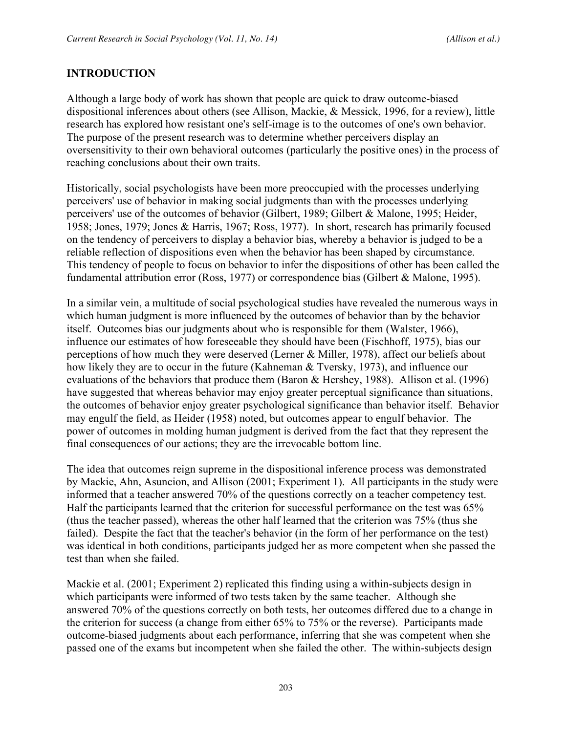## INTRODUCTION

Although a large body of work has shown that people are quick to draw outcome-biased dispositional inferences about others (see Allison, Mackie, & Messick, 1996, for a review), little research has explored how resistant one's self-image is to the outcomes of one's own behavior. The purpose of the present research was to determine whether perceivers display an oversensitivity to their own behavioral outcomes (particularly the positive ones) in the process of reaching conclusions about their own traits.

Historically, social psychologists have been more preoccupied with the processes underlying perceivers' use of behavior in making social judgments than with the processes underlying perceivers' use of the outcomes of behavior (Gilbert, 1989; Gilbert & Malone, 1995; Heider, 1958; Jones, 1979; Jones & Harris, 1967; Ross, 1977). In short, research has primarily focused on the tendency of perceivers to display a behavior bias, whereby a behavior is judged to be a reliable reflection of dispositions even when the behavior has been shaped by circumstance. This tendency of people to focus on behavior to infer the dispositions of other has been called the fundamental attribution error (Ross, 1977) or correspondence bias (Gilbert & Malone, 1995).

In a similar vein, a multitude of social psychological studies have revealed the numerous ways in which human judgment is more influenced by the outcomes of behavior than by the behavior itself. Outcomes bias our judgments about who is responsible for them (Walster, 1966), influence our estimates of how foreseeable they should have been (Fischhoff, 1975), bias our perceptions of how much they were deserved (Lerner & Miller, 1978), affect our beliefs about how likely they are to occur in the future (Kahneman & Tversky, 1973), and influence our evaluations of the behaviors that produce them (Baron & Hershey, 1988). Allison et al. (1996) have suggested that whereas behavior may enjoy greater perceptual significance than situations, the outcomes of behavior enjoy greater psychological significance than behavior itself. Behavior may engulf the field, as Heider (1958) noted, but outcomes appear to engulf behavior. The power of outcomes in molding human judgment is derived from the fact that they represent the final consequences of our actions; they are the irrevocable bottom line.

The idea that outcomes reign supreme in the dispositional inference process was demonstrated by Mackie, Ahn, Asuncion, and Allison (2001; Experiment 1). All participants in the study were informed that a teacher answered 70% of the questions correctly on a teacher competency test. Half the participants learned that the criterion for successful performance on the test was 65% (thus the teacher passed), whereas the other half learned that the criterion was 75% (thus she failed). Despite the fact that the teacher's behavior (in the form of her performance on the test) was identical in both conditions, participants judged her as more competent when she passed the test than when she failed.

Mackie et al. (2001; Experiment 2) replicated this finding using a within-subjects design in which participants were informed of two tests taken by the same teacher. Although she answered 70% of the questions correctly on both tests, her outcomes differed due to a change in the criterion for success (a change from either 65% to 75% or the reverse). Participants made outcome-biased judgments about each performance, inferring that she was competent when she passed one of the exams but incompetent when she failed the other. The within-subjects design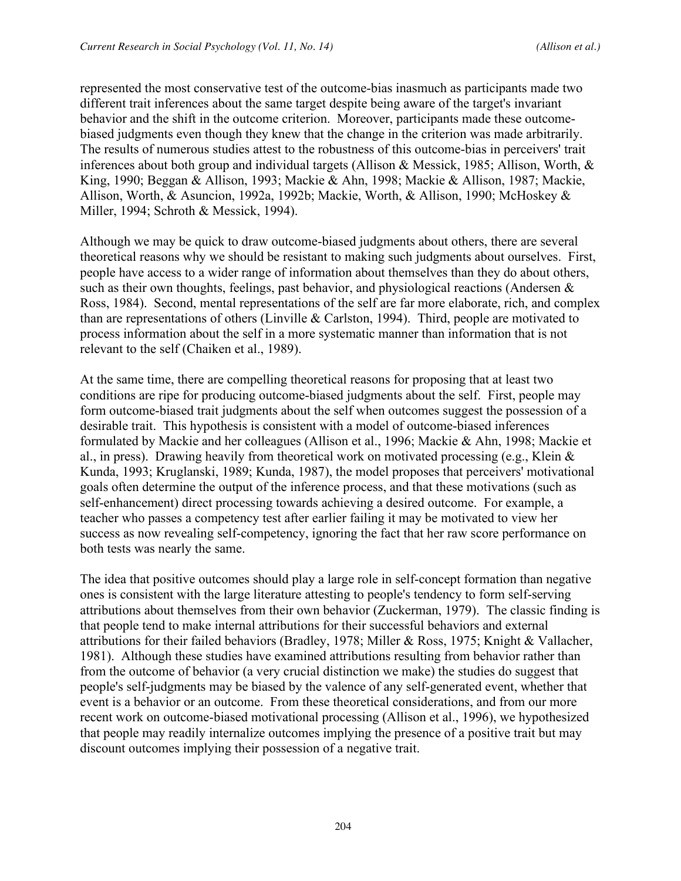represented the most conservative test of the outcome-bias inasmuch as participants made two different trait inferences about the same target despite being aware of the target's invariant behavior and the shift in the outcome criterion. Moreover, participants made these outcome-biased judgments even though they knew that the change in the criterion was made arbitrarily. The results of numerous studies attest to the robustness of this outcome-bias in perceivers' trait inferences about both group and individual targets (Allison & Messick, 1985; Allison, Worth, & King, 1990; Beggan & Allison, 1993; Mackie & Ahn, 1998; Mackie & Allison, 1987; Mackie, Allison, Worth, & Asuncion, 1992a, 1992b; Mackie, Worth, & Allison, 1990; McHoskey & Miller, 1994; Schroth & Messick, 1994).

Although we may be quick to draw outcome-biased judgments about others, there are several theoretical reasons why we should be resistant to making such judgments about ourselves. First, people have access to a wider range of information about themselves than they do about others, such as their own thoughts, feelings, past behavior, and physiological reactions (Andersen & Ross, 1984). Second, mental representations of the self are far more elaborate, rich, and complex than are representations of others (Linville & Carlston, 1994). Third, people are motivated to process information about the self in a more systematic manner than information that is not relevant to the self (Chaiken et al., 1989).

At the same time, there are compelling theoretical reasons for proposing that at least two conditions are ripe for producing outcome-biased judgments about the self. First, people may form outcome-biased trait judgments about the self when outcomes suggest the possession of a desirable trait. This hypothesis is consistent with a model of outcome-biased inferences formulated by Mackie and her colleagues (Allison et al., 1996; Mackie & Ahn, 1998; Mackie et al., in press). Drawing heavily from theoretical work on motivated processing (e.g., Klein & Kunda, 1993; Kruglanski, 1989; Kunda, 1987), the model proposes that perceivers' motivational goals often determine the output of the inference process, and that these motivations (such as self-enhancement) direct processing towards achieving a desired outcome. For example, a teacher who passes a competency test after earlier failing it may be motivated to view her success as now revealing self-competency, ignoring the fact that her raw score performance on both tests was nearly the same.

The idea that positive outcomes should play a large role in self-concept formation than negative ones is consistent with the large literature attesting to people's tendency to form self-serving attributions about themselves from their own behavior (Zuckerman, 1979). The classic finding is that people tend to make internal attributions for their successful behaviors and external attributions for their failed behaviors (Bradley, 1978; Miller & Ross, 1975; Knight & Vallacher, 1981). Although these studies have examined attributions resulting from behavior rather than from the outcome of behavior (a very crucial distinction we make) the studies do suggest that people's self-judgments may be biased by the valence of any self-generated event, whether that event is a behavior or an outcome. From these theoretical considerations, and from our more recent work on outcome-biased motivational processing (Allison et al., 1996), we hypothesized that people may readily internalize outcomes implying the presence of a positive trait but may discount outcomes implying their possession of a negative trait.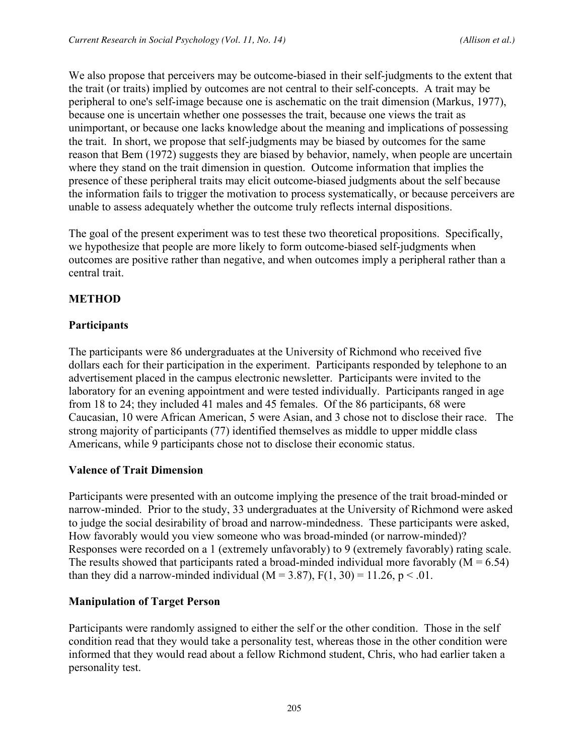We also propose that perceivers may be outcome-biased in their self-judgments to the extent that the trait (or traits) implied by outcomes are not central to their self-concepts. A trait may be peripheral to one's self-image because one is aschematic on the trait dimension (Markus, 1977), because one is uncertain whether one possesses the trait, because one views the trait as unimportant, or because one lacks knowledge about the meaning and implications of possessing the trait. In short, we propose that self-judgments may be biased by outcomes for the same reason that Bem (1972) suggests they are biased by behavior, namely, when people are uncertain where they stand on the trait dimension in question. Outcome information that implies the presence of these peripheral traits may elicit outcome-biased judgments about the self because the information fails to trigger the motivation to process systematically, or because perceivers are unable to assess adequately whether the outcome truly reflects internal dispositions.

The goal of the present experiment was to test these two theoretical propositions. Specifically, we hypothesize that people are more likely to form outcome-biased self-judgments when outcomes are positive rather than negative, and when outcomes imply a peripheral rather than a central trait.

## METHOD

### Participants

The participants were 86 undergraduates at the University of Richmond who received five dollars each for their participation in the experiment. Participants responded by telephone to an advertisement placed in the campus electronic newsletter. Participants were invited to the laboratory for an evening appointment and were tested individually. Participants ranged in age from 18 to 24; they included 41 males and 45 females. Of the 86 participants, 68 were Caucasian, 10 were African American, 5 were Asian, and 3 chose not to disclose their race. The strong majority of participants (77) identified themselves as middle to upper middle class Americans, while 9 participants chose not to disclose their economic status.

### Valence of Trait Dimension

Participants were presented with an outcome implying the presence of the trait broad-minded or narrow-minded. Prior to the study, 33 undergraduates at the University of Richmond were asked to judge the social desirability of broad and narrow-mindedness. These participants were asked, How favorably would you view someone who was broad-minded (or narrow-minded)? Responses were recorded on a 1 (extremely unfavorably) to 9 (extremely favorably) rating scale. The results showed that participants rated a broad-minded individual more favorably ($M = 6.54$) than they did a narrow-minded individual ($M = 3.87$), $F(1, 30) = 11.26$, $p < .01$.

### Manipulation of Target Person

Participants were randomly assigned to either the self or the other condition. Those in the self condition read that they would take a personality test, whereas those in the other condition were informed that they would read about a fellow Richmond student, Chris, who had earlier taken a personality test.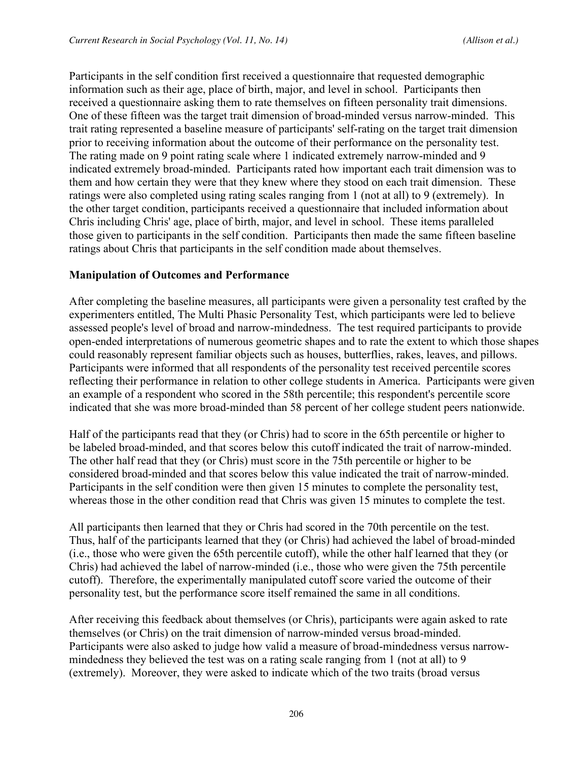Participants in the self condition first received a questionnaire that requested demographic information such as their age, place of birth, major, and level in school. Participants then received a questionnaire asking them to rate themselves on fifteen personality trait dimensions. One of these fifteen was the target trait dimension of broad-minded versus narrow-minded. This trait rating represented a baseline measure of participants' self-rating on the target trait dimension prior to receiving information about the outcome of their performance on the personality test. The rating made on 9 point rating scale where 1 indicated extremely narrow-minded and 9 indicated extremely broad-minded. Participants rated how important each trait dimension was to them and how certain they were that they knew where they stood on each trait dimension. These ratings were also completed using rating scales ranging from 1 (not at all) to 9 (extremely). In the other target condition, participants received a questionnaire that included information about Chris including Chris' age, place of birth, major, and level in school. These items paralleled those given to participants in the self condition. Participants then made the same fifteen baseline ratings about Chris that participants in the self condition made about themselves.

**Manipulation of Outcomes and Performance**

After completing the baseline measures, all participants were given a personality test crafted by the experimenters entitled, The Multi Phasic Personality Test, which participants were led to believe assessed people's level of broad and narrow-mindedness. The test required participants to provide open-ended interpretations of numerous geometric shapes and to rate the extent to which those shapes could reasonably represent familiar objects such as houses, butterflies, rakes, leaves, and pillows. Participants were informed that all respondents of the personality test received percentile scores reflecting their performance in relation to other college students in America. Participants were given an example of a respondent who scored in the 58th percentile; this respondent's percentile score indicated that she was more broad-minded than 58 percent of her college student peers nationwide.

Half of the participants read that they (or Chris) had to score in the 65th percentile or higher to be labeled broad-minded, and that scores below this cutoff indicated the trait of narrow-minded. The other half read that they (or Chris) must score in the 75th percentile or higher to be considered broad-minded and that scores below this value indicated the trait of narrow-minded. Participants in the self condition were then given 15 minutes to complete the personality test, whereas those in the other condition read that Chris was given 15 minutes to complete the test.

All participants then learned that they or Chris had scored in the 70th percentile on the test. Thus, half of the participants learned that they (or Chris) had achieved the label of broad-minded (i.e., those who were given the 65th percentile cutoff), while the other half learned that they (or Chris) had achieved the label of narrow-minded (i.e., those who were given the 75th percentile cutoff). Therefore, the experimentally manipulated cutoff score varied the outcome of their personality test, but the performance score itself remained the same in all conditions.

After receiving this feedback about themselves (or Chris), participants were again asked to rate themselves (or Chris) on the trait dimension of narrow-minded versus broad-minded. Participants were also asked to judge how valid a measure of broad-mindedness versus narrow-mindedness they believed the test was on a rating scale ranging from 1 (not at all) to 9 (extremely). Moreover, they were asked to indicate which of the two traits (broad versus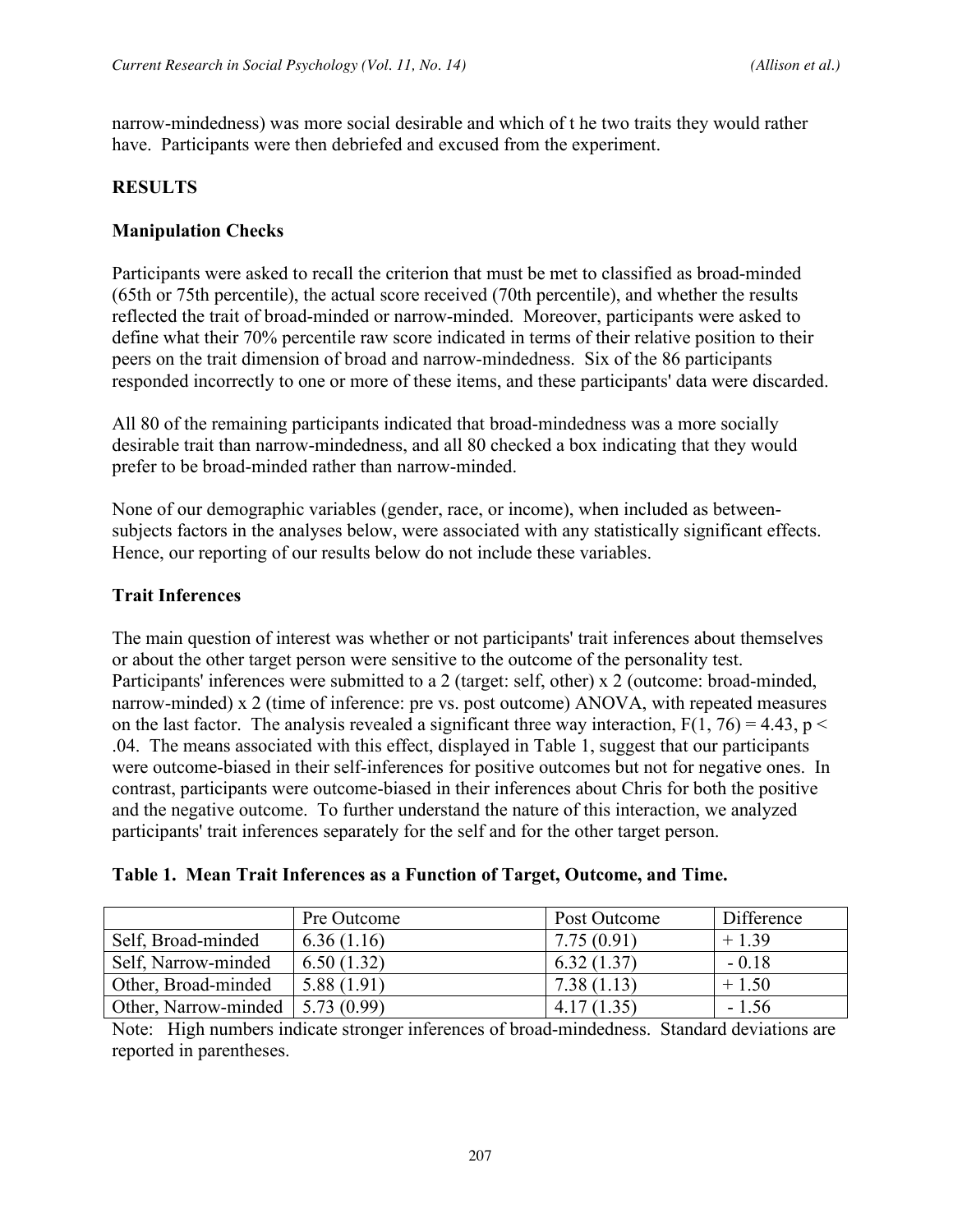narrow-mindedness) was more social desirable and which of t he two traits they would rather have. Participants were then debriefed and excused from the experiment.

## RESULTS

### Manipulation Checks

Participants were asked to recall the criterion that must be met to classified as broad-minded (65th or 75th percentile), the actual score received (70th percentile), and whether the results reflected the trait of broad-minded or narrow-minded. Moreover, participants were asked to define what their 70% percentile raw score indicated in terms of their relative position to their peers on the trait dimension of broad and narrow-mindedness. Six of the 86 participants responded incorrectly to one or more of these items, and these participants' data were discarded.

All 80 of the remaining participants indicated that broad-mindedness was a more socially desirable trait than narrow-mindedness, and all 80 checked a box indicating that they would prefer to be broad-minded rather than narrow-minded.

None of our demographic variables (gender, race, or income), when included as between-subjects factors in the analyses below, were associated with any statistically significant effects. Hence, our reporting of our results below do not include these variables.

### Trait Inferences

The main question of interest was whether or not participants' trait inferences about themselves or about the other target person were sensitive to the outcome of the personality test. Participants' inferences were submitted to a 2 (target: self, other) x 2 (outcome: broad-minded, narrow-minded) x 2 (time of inference: pre vs. post outcome) ANOVA, with repeated measures on the last factor. The analysis revealed a significant three way interaction, $F(1, 76) = 4.43$, $p < .04$. The means associated with this effect, displayed in Table 1, suggest that our participants were outcome-biased in their self-inferences for positive outcomes but not for negative ones. In contrast, participants were outcome-biased in their inferences about Chris for both the positive and the negative outcome. To further understand the nature of this interaction, we analyzed participants' trait inferences separately for the self and for the other target person.

**Table 1. Mean Trait Inferences as a Function of Target, Outcome, and Time.**

| | Pre Outcome | Post Outcome | Difference |
|---|---|---|---|
| Self, Broad-minded | 6.36 (1.16) | 7.75 (0.91) | + 1.39 |
| Self, Narrow-minded | 6.50 (1.32) | 6.32 (1.37) | - 0.18 |
| Other, Broad-minded | 5.88 (1.91) | 7.38 (1.13) | + 1.50 |
| Other, Narrow-minded | 5.73 (0.99) | 4.17 (1.35) | - 1.56 |

Note: High numbers indicate stronger inferences of broad-mindedness. Standard deviations are reported in parentheses.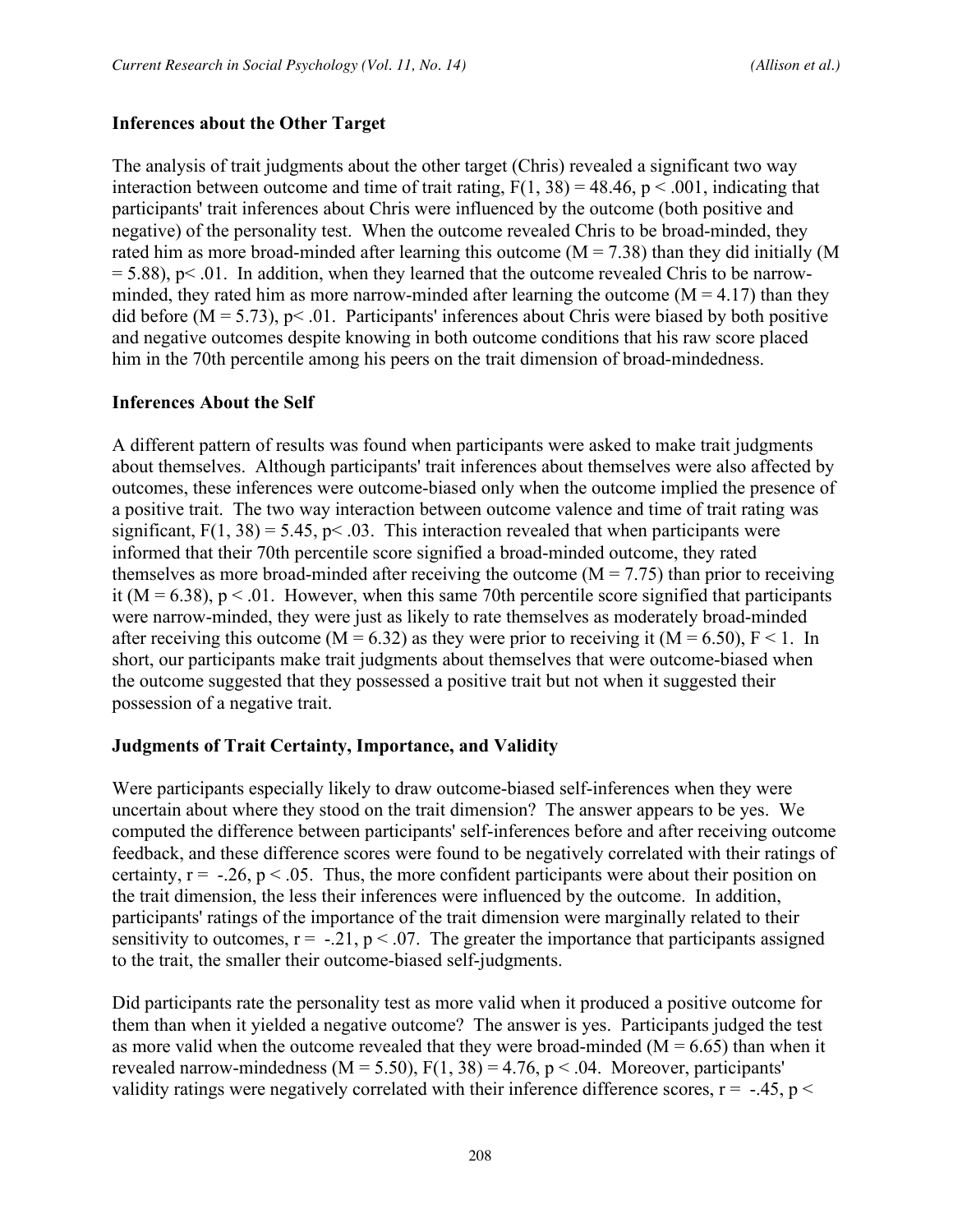### Inferences about the Other Target

The analysis of trait judgments about the other target (Chris) revealed a significant two way interaction between outcome and time of trait rating, $F(1, 38) = 48.46$, $p < .001$, indicating that participants' trait inferences about Chris were influenced by the outcome (both positive and negative) of the personality test. When the outcome revealed Chris to be broad-minded, they rated him as more broad-minded after learning this outcome ($M = 7.38$) than they did initially ($M = 5.88$), $p < .01$. In addition, when they learned that the outcome revealed Chris to be narrow-minded, they rated him as more narrow-minded after learning the outcome ($M = 4.17$) than they did before ($M = 5.73$), $p < .01$. Participants' inferences about Chris were biased by both positive and negative outcomes despite knowing in both outcome conditions that his raw score placed him in the 70th percentile among his peers on the trait dimension of broad-mindedness.

### Inferences About the Self

A different pattern of results was found when participants were asked to make trait judgments about themselves. Although participants' trait inferences about themselves were also affected by outcomes, these inferences were outcome-biased only when the outcome implied the presence of a positive trait. The two way interaction between outcome valence and time of trait rating was significant, $F(1, 38) = 5.45$, $p < .03$. This interaction revealed that when participants were informed that their 70th percentile score signified a broad-minded outcome, they rated themselves as more broad-minded after receiving the outcome ($M = 7.75$) than prior to receiving it ($M = 6.38$), $p < .01$. However, when this same 70th percentile score signified that participants were narrow-minded, they were just as likely to rate themselves as moderately broad-minded after receiving this outcome ($M = 6.32$) as they were prior to receiving it ($M = 6.50$), $F < 1$. In short, our participants make trait judgments about themselves that were outcome-biased when the outcome suggested that they possessed a positive trait but not when it suggested their possession of a negative trait.

### Judgments of Trait Certainty, Importance, and Validity

Were participants especially likely to draw outcome-biased self-inferences when they were uncertain about where they stood on the trait dimension? The answer appears to be yes. We computed the difference between participants' self-inferences before and after receiving outcome feedback, and these difference scores were found to be negatively correlated with their ratings of certainty, $r = -.26$, $p < .05$. Thus, the more confident participants were about their position on the trait dimension, the less their inferences were influenced by the outcome. In addition, participants' ratings of the importance of the trait dimension were marginally related to their sensitivity to outcomes, $r = -.21$, $p < .07$. The greater the importance that participants assigned to the trait, the smaller their outcome-biased self-judgments.

Did participants rate the personality test as more valid when it produced a positive outcome for them than when it yielded a negative outcome? The answer is yes. Participants judged the test as more valid when the outcome revealed that they were broad-minded ($M = 6.65$) than when it revealed narrow-mindedness ($M = 5.50$), $F(1, 38) = 4.76$, $p < .04$. Moreover, participants' validity ratings were negatively correlated with their inference difference scores, $r = -.45$, $p <$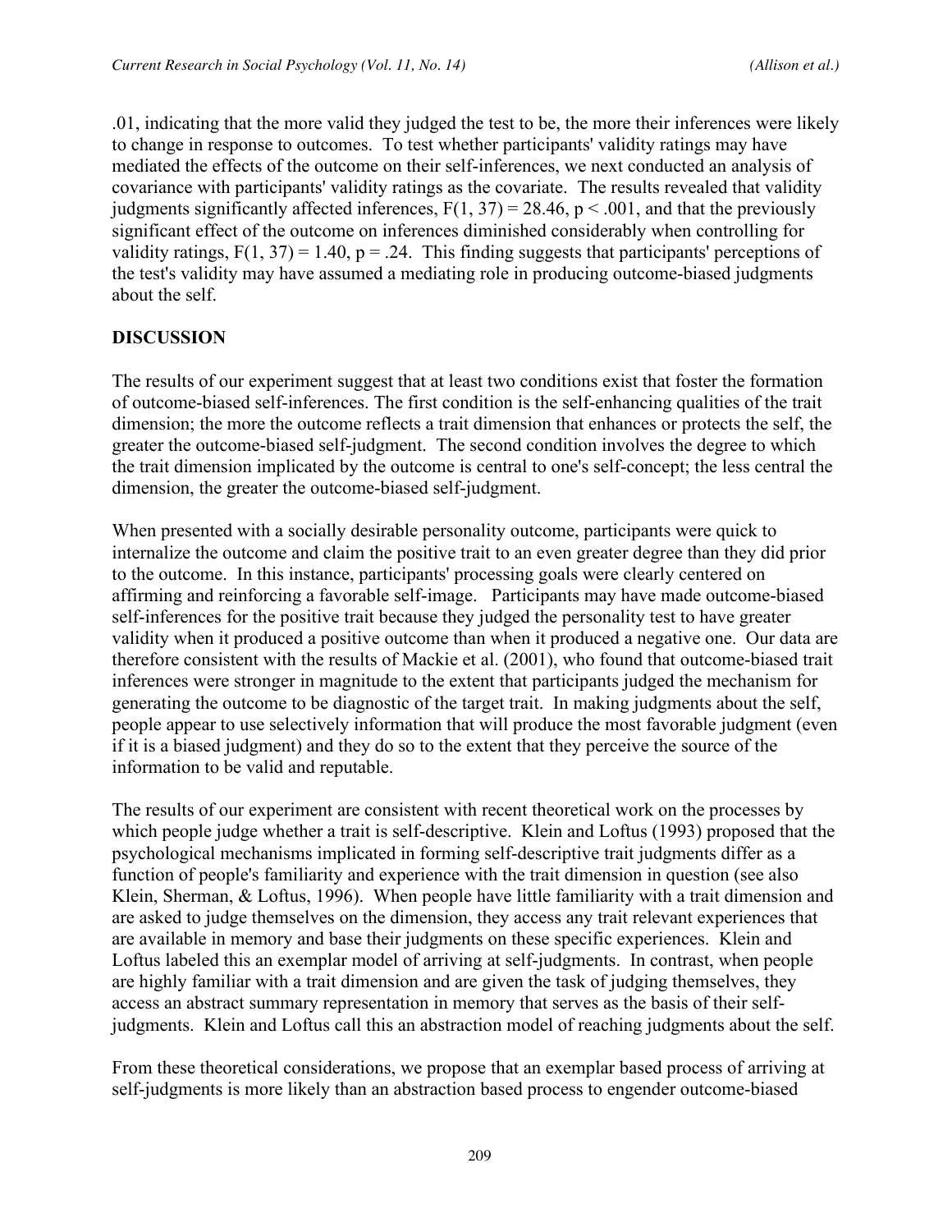.01, indicating that the more valid they judged the test to be, the more their inferences were likely to change in response to outcomes. To test whether participants' validity ratings may have mediated the effects of the outcome on their self-inferences, we next conducted an analysis of covariance with participants' validity ratings as the covariate. The results revealed that validity judgments significantly affected inferences, $F(1, 37) = 28.46$, $p < .001$, and that the previously significant effect of the outcome on inferences diminished considerably when controlling for validity ratings, $F(1, 37) = 1.40$, $p = .24$. This finding suggests that participants' perceptions of the test's validity may have assumed a mediating role in producing outcome-biased judgments about the self.

## DISCUSSION

The results of our experiment suggest that at least two conditions exist that foster the formation of outcome-biased self-inferences. The first condition is the self-enhancing qualities of the trait dimension; the more the outcome reflects a trait dimension that enhances or protects the self, the greater the outcome-biased self-judgment. The second condition involves the degree to which the trait dimension implicated by the outcome is central to one's self-concept; the less central the dimension, the greater the outcome-biased self-judgment.

When presented with a socially desirable personality outcome, participants were quick to internalize the outcome and claim the positive trait to an even greater degree than they did prior to the outcome. In this instance, participants' processing goals were clearly centered on affirming and reinforcing a favorable self-image. Participants may have made outcome-biased self-inferences for the positive trait because they judged the personality test to have greater validity when it produced a positive outcome than when it produced a negative one. Our data are therefore consistent with the results of Mackie et al. (2001), who found that outcome-biased trait inferences were stronger in magnitude to the extent that participants judged the mechanism for generating the outcome to be diagnostic of the target trait. In making judgments about the self, people appear to use selectively information that will produce the most favorable judgment (even if it is a biased judgment) and they do so to the extent that they perceive the source of the information to be valid and reputable.

The results of our experiment are consistent with recent theoretical work on the processes by which people judge whether a trait is self-descriptive. Klein and Loftus (1993) proposed that the psychological mechanisms implicated in forming self-descriptive trait judgments differ as a function of people's familiarity and experience with the trait dimension in question (see also Klein, Sherman, & Loftus, 1996). When people have little familiarity with a trait dimension and are asked to judge themselves on the dimension, they access any trait relevant experiences that are available in memory and base their judgments on these specific experiences. Klein and Loftus labeled this an exemplar model of arriving at self-judgments. In contrast, when people are highly familiar with a trait dimension and are given the task of judging themselves, they access an abstract summary representation in memory that serves as the basis of their self-judgments. Klein and Loftus call this an abstraction model of reaching judgments about the self.

From these theoretical considerations, we propose that an exemplar based process of arriving at self-judgments is more likely than an abstraction based process to engender outcome-biased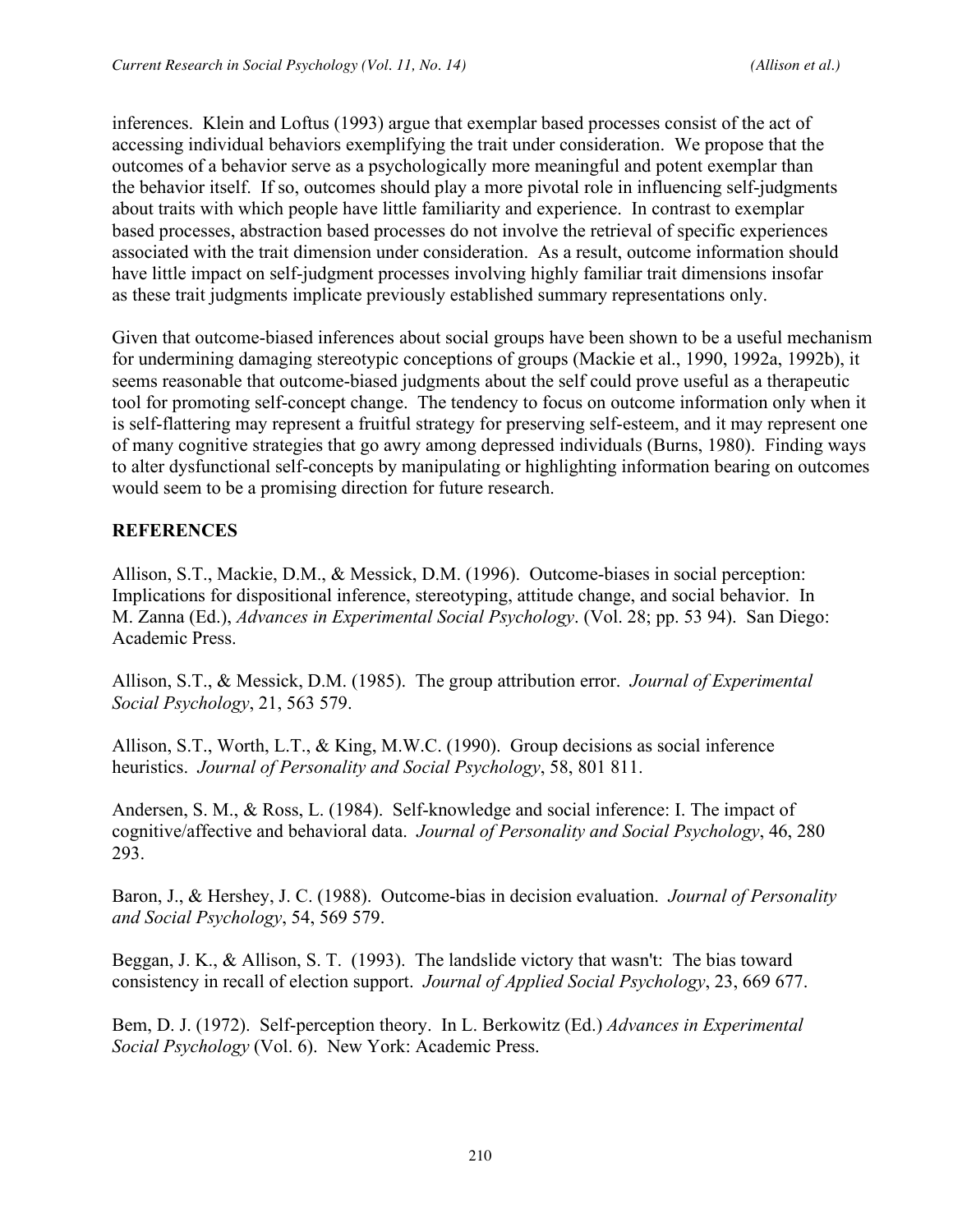inferences. Klein and Loftus (1993) argue that exemplar based processes consist of the act of accessing individual behaviors exemplifying the trait under consideration. We propose that the outcomes of a behavior serve as a psychologically more meaningful and potent exemplar than the behavior itself. If so, outcomes should play a more pivotal role in influencing self-judgments about traits with which people have little familiarity and experience. In contrast to exemplar based processes, abstraction based processes do not involve the retrieval of specific experiences associated with the trait dimension under consideration. As a result, outcome information should have little impact on self-judgment processes involving highly familiar trait dimensions insofar as these trait judgments implicate previously established summary representations only.

Given that outcome-biased inferences about social groups have been shown to be a useful mechanism for undermining damaging stereotypic conceptions of groups (Mackie et al., 1990, 1992a, 1992b), it seems reasonable that outcome-biased judgments about the self could prove useful as a therapeutic tool for promoting self-concept change. The tendency to focus on outcome information only when it is self-flattering may represent a fruitful strategy for preserving self-esteem, and it may represent one of many cognitive strategies that go awry among depressed individuals (Burns, 1980). Finding ways to alter dysfunctional self-concepts by manipulating or highlighting information bearing on outcomes would seem to be a promising direction for future research.

## REFERENCES

Allison, S.T., Mackie, D.M., & Messick, D.M. (1996). Outcome-biases in social perception: Implications for dispositional inference, stereotyping, attitude change, and social behavior. In M. Zanna (Ed.), *Advances in Experimental Social Psychology*. (Vol. 28; pp. 53 94). San Diego: Academic Press.

Allison, S.T., & Messick, D.M. (1985). The group attribution error. *Journal of Experimental Social Psychology*, 21, 563 579.

Allison, S.T., Worth, L.T., & King, M.W.C. (1990). Group decisions as social inference heuristics. *Journal of Personality and Social Psychology*, 58, 801 811.

Andersen, S. M., & Ross, L. (1984). Self-knowledge and social inference: I. The impact of cognitive/affective and behavioral data. *Journal of Personality and Social Psychology*, 46, 280 293.

Baron, J., & Hershey, J. C. (1988). Outcome-bias in decision evaluation. *Journal of Personality and Social Psychology*, 54, 569 579.

Beggan, J. K., & Allison, S. T. (1993). The landslide victory that wasn't: The bias toward consistency in recall of election support. *Journal of Applied Social Psychology*, 23, 669 677.

Bem, D. J. (1972). Self-perception theory. In L. Berkowitz (Ed.) *Advances in Experimental Social Psychology* (Vol. 6). New York: Academic Press.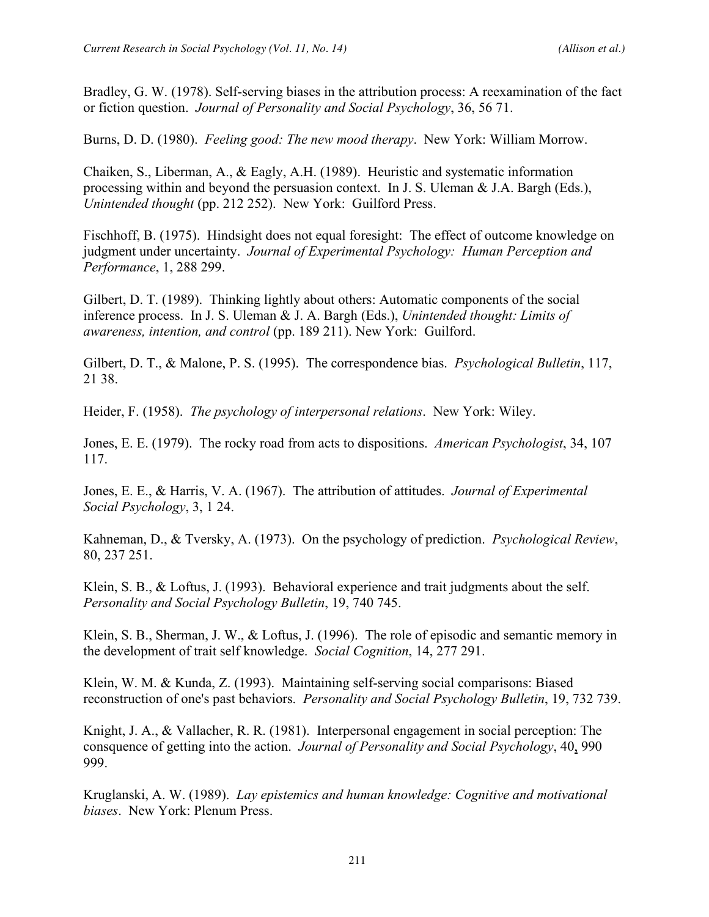Bradley, G. W. (1978). Self-serving biases in the attribution process: A reexamination of the fact or fiction question. *Journal of Personality and Social Psychology*, 36, 56 71.

Burns, D. D. (1980). *Feeling good: The new mood therapy*. New York: William Morrow.

Chaiken, S., Liberman, A., & Eagly, A.H. (1989). Heuristic and systematic information processing within and beyond the persuasion context. In J. S. Uleman & J.A. Bargh (Eds.), *Unintended thought* (pp. 212 252). New York: Guilford Press.

Fischhoff, B. (1975). Hindsight does not equal foresight: The effect of outcome knowledge on judgment under uncertainty. *Journal of Experimental Psychology: Human Perception and Performance*, 1, 288 299.

Gilbert, D. T. (1989). Thinking lightly about others: Automatic components of the social inference process. In J. S. Uleman & J. A. Bargh (Eds.), *Unintended thought: Limits of awareness, intention, and control* (pp. 189 211). New York: Guilford.

Gilbert, D. T., & Malone, P. S. (1995). The correspondence bias. *Psychological Bulletin*, 117, 21 38.

Heider, F. (1958). *The psychology of interpersonal relations*. New York: Wiley.

Jones, E. E. (1979). The rocky road from acts to dispositions. *American Psychologist*, 34, 107 117.

Jones, E. E., & Harris, V. A. (1967). The attribution of attitudes. *Journal of Experimental Social Psychology*, 3, 1 24.

Kahneman, D., & Tversky, A. (1973). On the psychology of prediction. *Psychological Review*, 80, 237 251.

Klein, S. B., & Loftus, J. (1993). Behavioral experience and trait judgments about the self. *Personality and Social Psychology Bulletin*, 19, 740 745.

Klein, S. B., Sherman, J. W., & Loftus, J. (1996). The role of episodic and semantic memory in the development of trait self knowledge. *Social Cognition*, 14, 277 291.

Klein, W. M. & Kunda, Z. (1993). Maintaining self-serving social comparisons: Biased reconstruction of one's past behaviors. *Personality and Social Psychology Bulletin*, 19, 732 739.

Knight, J. A., & Vallacher, R. R. (1981). Interpersonal engagement in social perception: The consquence of getting into the action. *Journal of Personality and Social Psychology*, 40, 990 999.

Kruglanski, A. W. (1989). *Lay epistemics and human knowledge: Cognitive and motivational biases*. New York: Plenum Press.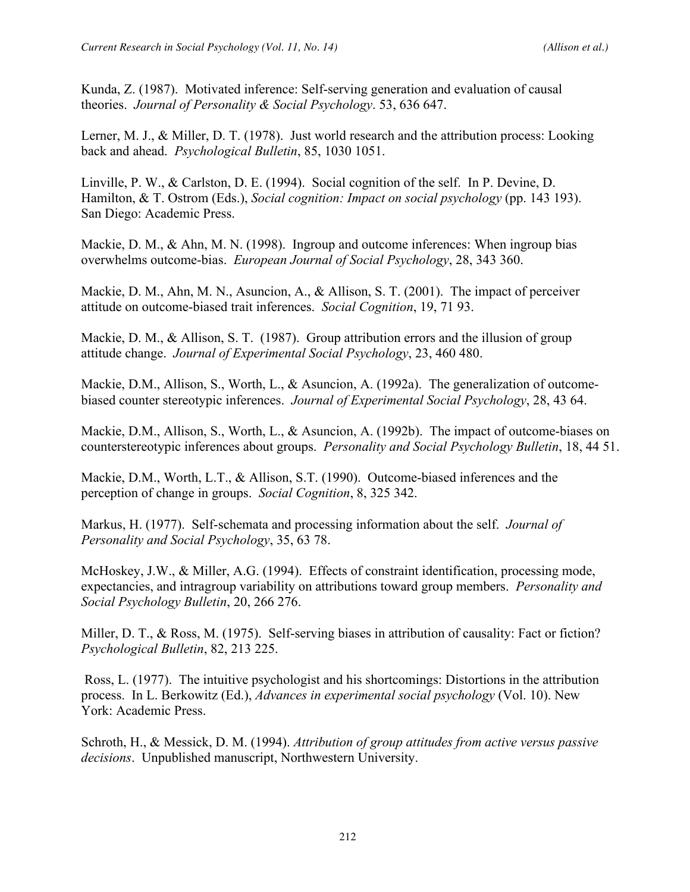Kunda, Z. (1987). Motivated inference: Self-serving generation and evaluation of causal theories. *Journal of Personality & Social Psychology*. 53, 636 647.

Lerner, M. J., & Miller, D. T. (1978). Just world research and the attribution process: Looking back and ahead. *Psychological Bulletin*, 85, 1030 1051.

Linville, P. W., & Carlston, D. E. (1994). Social cognition of the self. In P. Devine, D. Hamilton, & T. Ostrom (Eds.), *Social cognition: Impact on social psychology* (pp. 143 193). San Diego: Academic Press.

Mackie, D. M., & Ahn, M. N. (1998). Ingroup and outcome inferences: When ingroup bias overwhelms outcome-bias. *European Journal of Social Psychology*, 28, 343 360.

Mackie, D. M., Ahn, M. N., Asuncion, A., & Allison, S. T. (2001). The impact of perceiver attitude on outcome-biased trait inferences. *Social Cognition*, 19, 71 93.

Mackie, D. M., & Allison, S. T. (1987). Group attribution errors and the illusion of group attitude change. *Journal of Experimental Social Psychology*, 23, 460 480.

Mackie, D.M., Allison, S., Worth, L., & Asuncion, A. (1992a). The generalization of outcome-biased counter stereotypic inferences. *Journal of Experimental Social Psychology*, 28, 43 64.

Mackie, D.M., Allison, S., Worth, L., & Asuncion, A. (1992b). The impact of outcome-biases on counterstereotypic inferences about groups. *Personality and Social Psychology Bulletin*, 18, 44 51.

Mackie, D.M., Worth, L.T., & Allison, S.T. (1990). Outcome-biased inferences and the perception of change in groups. *Social Cognition*, 8, 325 342.

Markus, H. (1977). Self-schemata and processing information about the self. *Journal of Personality and Social Psychology*, 35, 63 78.

McHoskey, J.W., & Miller, A.G. (1994). Effects of constraint identification, processing mode, expectancies, and intragroup variability on attributions toward group members. *Personality and Social Psychology Bulletin*, 20, 266 276.

Miller, D. T., & Ross, M. (1975). Self-serving biases in attribution of causality: Fact or fiction? *Psychological Bulletin*, 82, 213 225.

Ross, L. (1977). The intuitive psychologist and his shortcomings: Distortions in the attribution process. In L. Berkowitz (Ed.), *Advances in experimental social psychology* (Vol. 10). New York: Academic Press.

Schroth, H., & Messick, D. M. (1994). *Attribution of group attitudes from active versus passive decisions*. Unpublished manuscript, Northwestern University.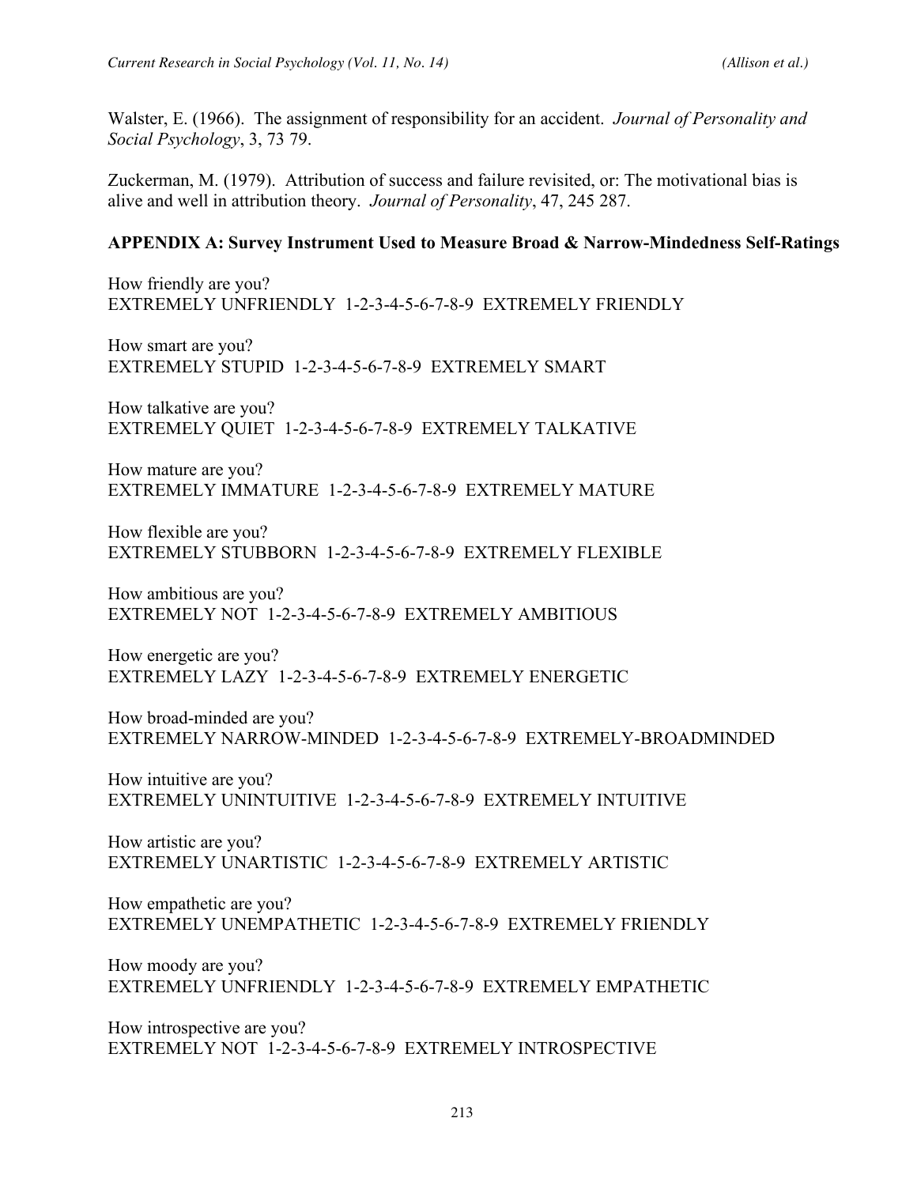Walster, E. (1966). The assignment of responsibility for an accident. *Journal of Personality and Social Psychology*, 3, 73 79.

Zuckerman, M. (1979). Attribution of success and failure revisited, or: The motivational bias is alive and well in attribution theory. *Journal of Personality*, 47, 245 287.

**APPENDIX A: Survey Instrument Used to Measure Broad & Narrow-Mindedness Self-Ratings**

How friendly are you?
EXTREMELY UNFRIENDLY 1-2-3-4-5-6-7-8-9 EXTREMELY FRIENDLY

How smart are you?
EXTREMELY STUPID 1-2-3-4-5-6-7-8-9 EXTREMELY SMART

How talkative are you?
EXTREMELY QUIET 1-2-3-4-5-6-7-8-9 EXTREMELY TALKATIVE

How mature are you?
EXTREMELY IMMATURE 1-2-3-4-5-6-7-8-9 EXTREMELY MATURE

How flexible are you?
EXTREMELY STUBBORN 1-2-3-4-5-6-7-8-9 EXTREMELY FLEXIBLE

How ambitious are you?
EXTREMELY NOT 1-2-3-4-5-6-7-8-9 EXTREMELY AMBITIOUS

How energetic are you?
EXTREMELY LAZY 1-2-3-4-5-6-7-8-9 EXTREMELY ENERGETIC

How broad-minded are you?
EXTREMELY NARROW-MINDED 1-2-3-4-5-6-7-8-9 EXTREMELY-BROADMINDED

How intuitive are you?
EXTREMELY UNINTUITIVE 1-2-3-4-5-6-7-8-9 EXTREMELY INTUITIVE

How artistic are you?
EXTREMELY UNARTISTIC 1-2-3-4-5-6-7-8-9 EXTREMELY ARTISTIC

How empathetic are you?
EXTREMELY UNEMPATHETIC 1-2-3-4-5-6-7-8-9 EXTREMELY FRIENDLY

How moody are you?
EXTREMELY UNFRIENDLY 1-2-3-4-5-6-7-8-9 EXTREMELY EMPATHETIC

How introspective are you?
EXTREMELY NOT 1-2-3-4-5-6-7-8-9 EXTREMELY INTROSPECTIVE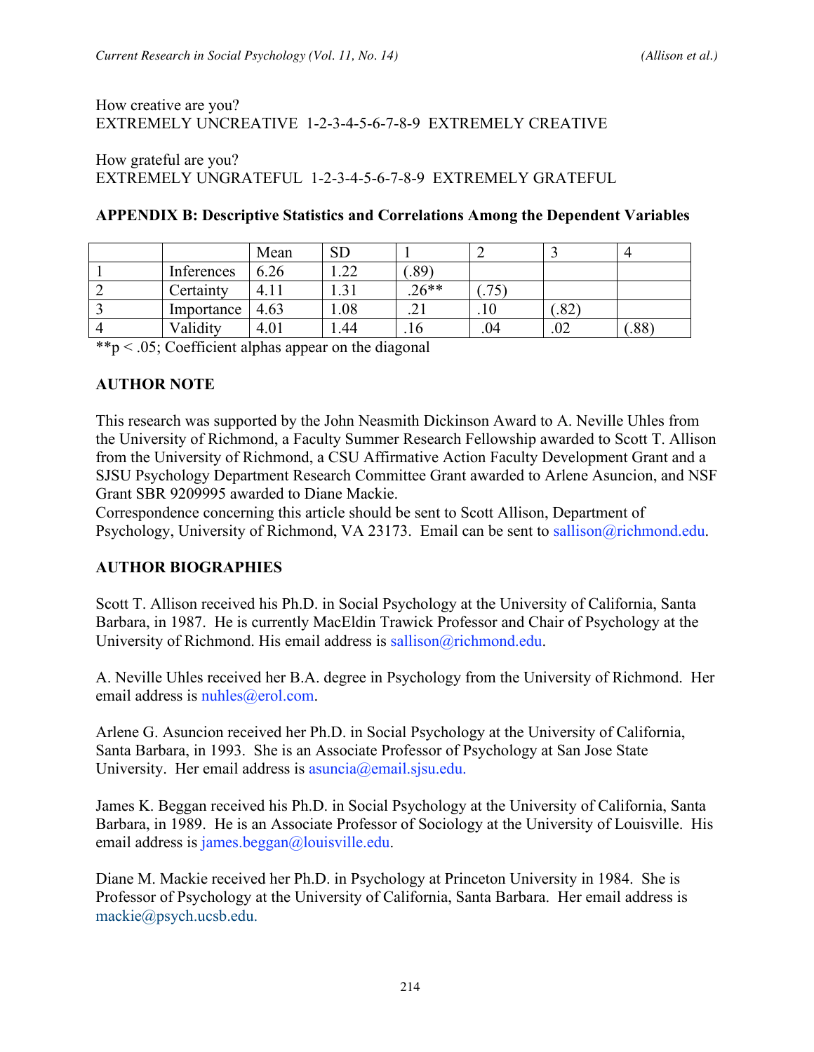How creative are you?
EXTREMELY UNCREATIVE 1-2-3-4-5-6-7-8-9 EXTREMELY CREATIVE

How grateful are you?
EXTREMELY UNGRATEFUL 1-2-3-4-5-6-7-8-9 EXTREMELY GRATEFUL

## APPENDIX B: Descriptive Statistics and Correlations Among the Dependent Variables

| | | Mean | SD | 1 | 2 | 3 | 4 |
|---|---|---|---|---|---|---|---|
| 1 | Inferences | 6.26 | 1.22 | (.89) | | | |
| 2 | Certainty | 4.11 | 1.31 | .26** | (.75) | | |
| 3 | Importance | 4.63 | 1.08 | .21 | .10 | (.82) | |
| 4 | Validity | 4.01 | 1.44 | .16 | .04 | .02 | (.88) |

**p < .05; Coefficient alphas appear on the diagonal

## AUTHOR NOTE

This research was supported by the John Neasmith Dickinson Award to A. Neville Uhles from the University of Richmond, a Faculty Summer Research Fellowship awarded to Scott T. Allison from the University of Richmond, a CSU Affirmative Action Faculty Development Grant and a SJSU Psychology Department Research Committee Grant awarded to Arlene Asuncion, and NSF Grant SBR 9209995 awarded to Diane Mackie.
Correspondence concerning this article should be sent to Scott Allison, Department of Psychology, University of Richmond, VA 23173. Email can be sent to sallison@richmond.edu.

## AUTHOR BIOGRAPHIES

Scott T. Allison received his Ph.D. in Social Psychology at the University of California, Santa Barbara, in 1987. He is currently MacEldin Trawick Professor and Chair of Psychology at the University of Richmond. His email address is sallison@richmond.edu.

A. Neville Uhles received her B.A. degree in Psychology from the University of Richmond. Her email address is nuhles@erol.com.

Arlene G. Asuncion received her Ph.D. in Social Psychology at the University of California, Santa Barbara, in 1993. She is an Associate Professor of Psychology at San Jose State University. Her email address is asuncia@email.sjsu.edu.

James K. Beggan received his Ph.D. in Social Psychology at the University of California, Santa Barbara, in 1989. He is an Associate Professor of Sociology at the University of Louisville. His email address is james.beggan@louisville.edu.

Diane M. Mackie received her Ph.D. in Psychology at Princeton University in 1984. She is Professor of Psychology at the University of California, Santa Barbara. Her email address is mackie@psych.ucsb.edu.